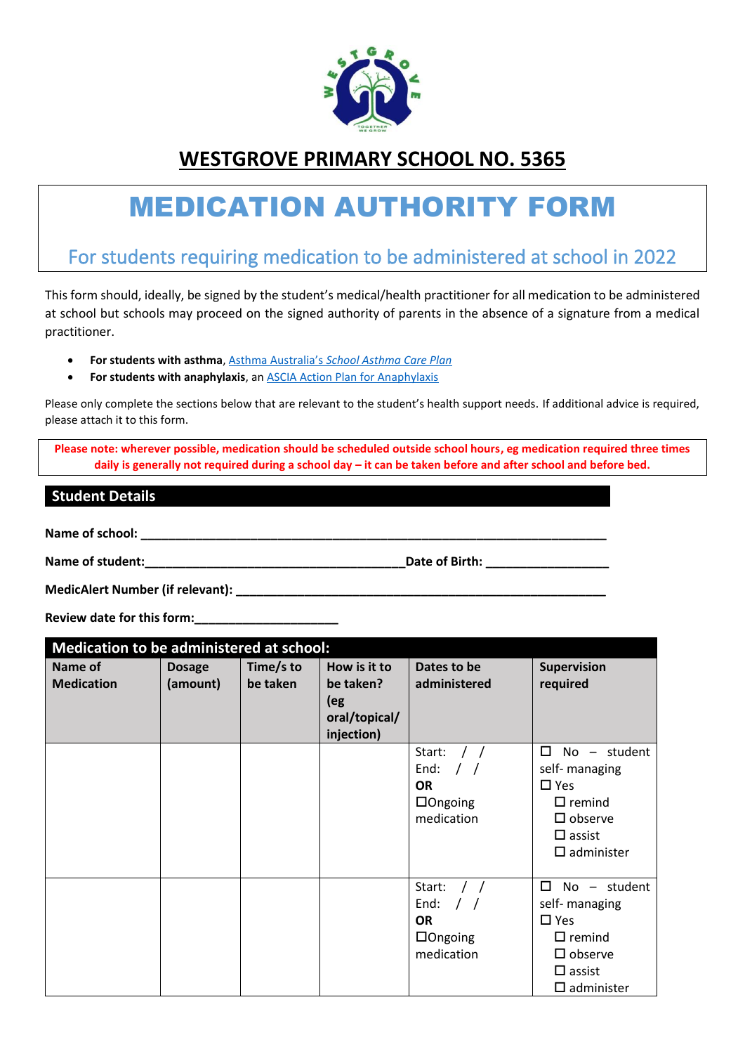# WESTGROVE PRIMARY SCHOOL NO. 5365

# MEDICATION AUTHORITY FORM

## For students requiring medication to be administered at school in 2022

This form should, ideally, be signed by the student's medical/health practitioner for all medication to be administered at school but schools may proceed on the signed authority of parents in the absence of a signature from a medical practitioner.

- **For students with asthma**, Asthma Australia's *School Asthma Care Plan*
- **For students with anaphylaxis**, an ASCIA Action Plan for Anaphylaxis

Please only complete the sections below that are relevant to the student's health support needs. If additional advice is required, please attach it to this form.

**Please note: wherever possible, medication should be scheduled outside school hours, eg medication required three times daily is generally not required during a school day – it can be taken before and after school and before bed.**

## Student Details

**Name of school:** ______________________________________________________________

**Name of student:**__________________________________ **Date of Birth:** _________________

**MedicAlert Number (if relevant):** ____________________________________________________

**Review date for this form:**____________________

## Medication to be administered at school:

| Name of Medication | Dosage (amount) | Time/s to be taken | How is it to be taken? (eg oral/topical/ injection) | Dates to be administered | Supervision required |
|---|---|---|---|---|---|
| | | | | Start: / / <br> End: / / <br> **OR** <br> ☐Ongoing medication | ☐ No – student self- managing <br> ☐ Yes <br> ☐ remind <br> ☐ observe <br> ☐ assist <br> ☐ administer |
| | | | | Start: / / <br> End: / / <br> **OR** <br> ☐Ongoing medication | ☐ No – student self- managing <br> ☐ Yes <br> ☐ remind <br> ☐ observe <br> ☐ assist <br> ☐ administer |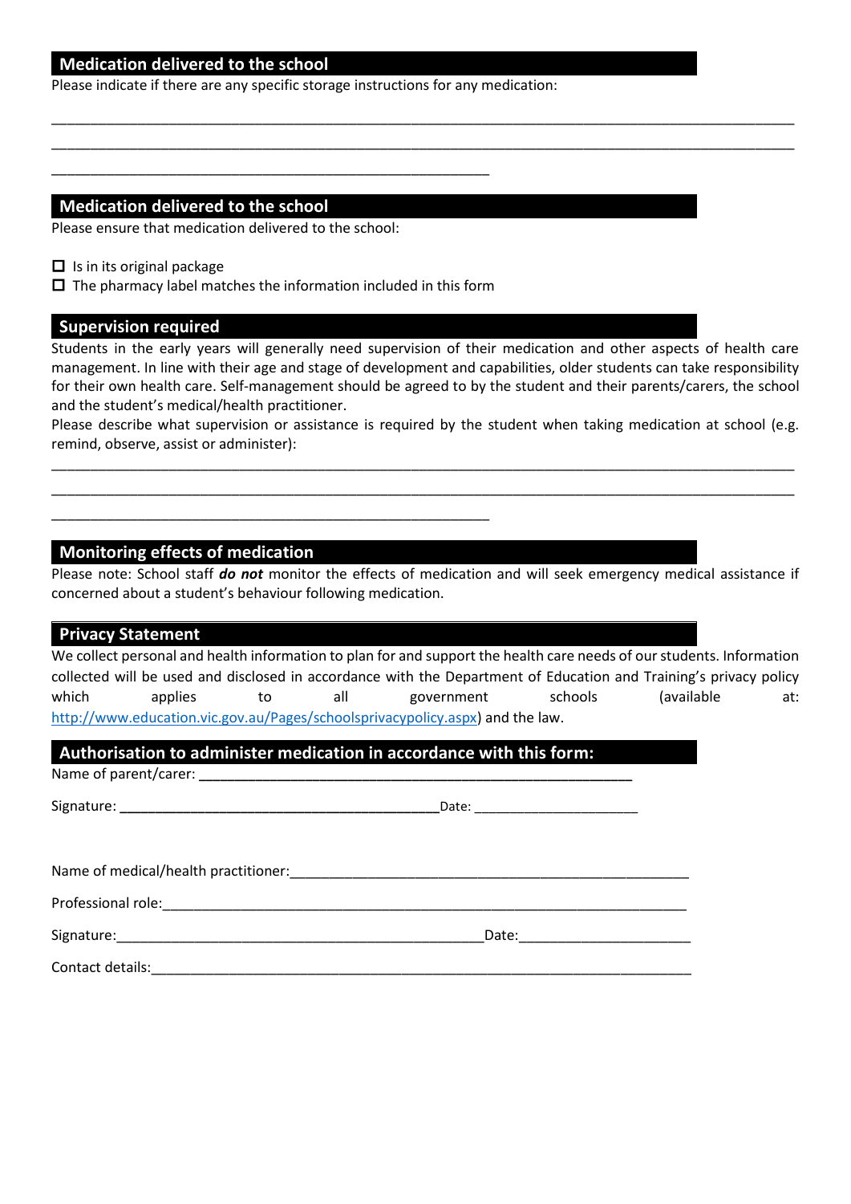## Medication delivered to the school

Please indicate if there are any specific storage instructions for any medication:

\_\_\_\_\_\_\_\_\_\_\_\_\_\_\_\_\_\_\_\_\_\_\_\_\_\_\_\_\_\_\_\_\_\_\_\_\_\_\_\_\_\_\_\_\_\_\_\_\_\_\_\_\_\_\_\_\_\_\_\_\_\_\_\_\_\_\_\_\_\_\_\_\_\_\_\_\_\_\_\_\_\_\_\_\_\_\_\_\_\_\_\_\_\_\_\_\_\_\_\_

\_\_\_\_\_\_\_\_\_\_\_\_\_\_\_\_\_\_\_\_\_\_\_\_\_\_\_\_\_\_\_\_\_\_\_\_\_\_\_\_\_\_\_\_\_\_\_\_\_\_\_\_\_\_\_\_\_\_\_\_\_\_\_\_\_\_\_\_\_\_\_\_\_\_\_\_\_\_\_\_\_\_\_\_\_\_\_\_\_\_\_\_\_\_\_\_\_\_\_\_

\_\_\_\_\_\_\_\_\_\_\_\_\_\_\_\_\_\_\_\_\_\_\_\_\_\_\_\_\_\_\_\_\_\_\_\_\_\_\_\_\_\_\_\_\_\_\_\_\_\_\_\_\_\_\_\_

## Medication delivered to the school

Please ensure that medication delivered to the school:

- ☐ Is in its original package
- ☐ The pharmacy label matches the information included in this form

## Supervision required

Students in the early years will generally need supervision of their medication and other aspects of health care management. In line with their age and stage of development and capabilities, older students can take responsibility for their own health care. Self-management should be agreed to by the student and their parents/carers, the school and the student's medical/health practitioner.

Please describe what supervision or assistance is required by the student when taking medication at school (e.g. remind, observe, assist or administer):

\_\_\_\_\_\_\_\_\_\_\_\_\_\_\_\_\_\_\_\_\_\_\_\_\_\_\_\_\_\_\_\_\_\_\_\_\_\_\_\_\_\_\_\_\_\_\_\_\_\_\_\_\_\_\_\_\_\_\_\_\_\_\_\_\_\_\_\_\_\_\_\_\_\_\_\_\_\_\_\_\_\_\_\_\_\_\_\_\_\_\_\_\_\_\_\_\_\_\_\_

\_\_\_\_\_\_\_\_\_\_\_\_\_\_\_\_\_\_\_\_\_\_\_\_\_\_\_\_\_\_\_\_\_\_\_\_\_\_\_\_\_\_\_\_\_\_\_\_\_\_\_\_\_\_\_\_\_\_\_\_\_\_\_\_\_\_\_\_\_\_\_\_\_\_\_\_\_\_\_\_\_\_\_\_\_\_\_\_\_\_\_\_\_\_\_\_\_\_\_\_

\_\_\_\_\_\_\_\_\_\_\_\_\_\_\_\_\_\_\_\_\_\_\_\_\_\_\_\_\_\_\_\_\_\_\_\_\_\_\_\_\_\_\_\_\_\_\_\_\_\_\_\_\_\_\_\_

## Monitoring effects of medication

Please note: School staff ***do not*** monitor the effects of medication and will seek emergency medical assistance if concerned about a student's behaviour following medication.

## Privacy Statement

We collect personal and health information to plan for and support the health care needs of our students. Information collected will be used and disclosed in accordance with the Department of Education and Training's privacy policy which applies to all government schools (available at: [http://www.education.vic.gov.au/Pages/schoolsprivacypolicy.aspx](http://www.education.vic.gov.au/Pages/schoolsprivacypolicy.aspx)) and the law.

## Authorisation to administer medication in accordance with this form:

Name of parent/carer: \_\_\_\_\_\_\_\_\_\_\_\_\_\_\_\_\_\_\_\_\_\_\_\_\_\_\_\_\_\_\_\_\_\_\_\_\_\_\_\_\_\_\_\_\_\_\_\_\_\_\_\_

Signature: \_\_\_\_\_\_\_\_\_\_\_\_\_\_\_\_\_\_\_\_\_\_\_\_\_\_\_\_\_\_\_\_\_\_\_\_\_\_\_\_Date: \_\_\_\_\_\_\_\_\_\_\_\_\_\_\_\_\_\_\_\_\_

Name of medical/health practitioner:\_\_\_\_\_\_\_\_\_\_\_\_\_\_\_\_\_\_\_\_\_\_\_\_\_\_\_\_\_\_\_\_\_\_\_\_\_\_\_\_\_\_\_\_\_\_\_\_\_\_

Professional role:\_\_\_\_\_\_\_\_\_\_\_\_\_\_\_\_\_\_\_\_\_\_\_\_\_\_\_\_\_\_\_\_\_\_\_\_\_\_\_\_\_\_\_\_\_\_\_\_\_\_\_\_\_\_\_\_\_\_\_\_\_\_\_\_\_\_\_\_

Signature:\_\_\_\_\_\_\_\_\_\_\_\_\_\_\_\_\_\_\_\_\_\_\_\_\_\_\_\_\_\_\_\_\_\_\_\_\_\_\_\_\_\_\_\_\_\_\_Date:\_\_\_\_\_\_\_\_\_\_\_\_\_\_\_\_\_\_\_\_\_\_

Contact details:\_\_\_\_\_\_\_\_\_\_\_\_\_\_\_\_\_\_\_\_\_\_\_\_\_\_\_\_\_\_\_\_\_\_\_\_\_\_\_\_\_\_\_\_\_\_\_\_\_\_\_\_\_\_\_\_\_\_\_\_\_\_\_\_\_\_\_\_\_\_